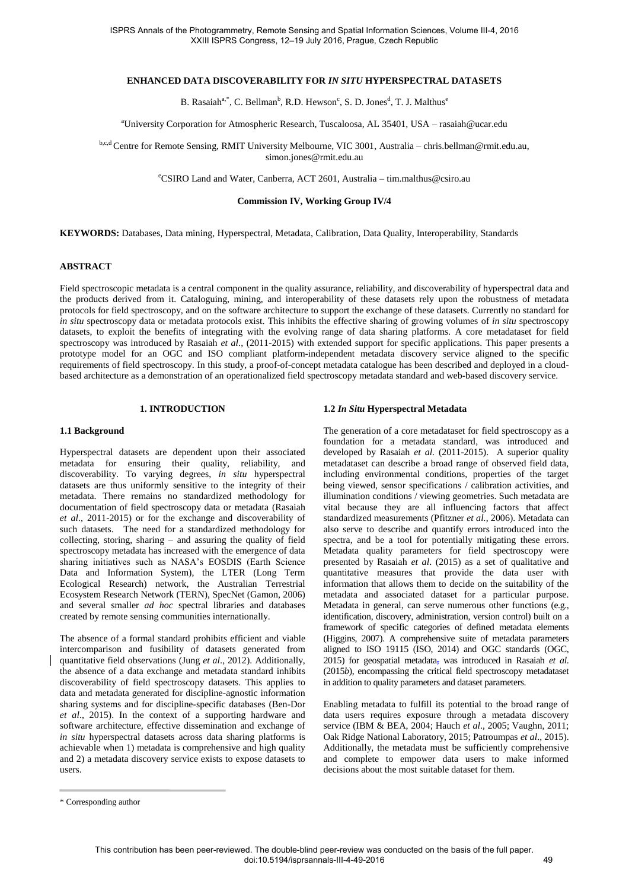# ENHANCED DATA DISCOVERABILITY FOR *IN SITU* HYPERSPECTRAL DATASETS

B. Rasaiah[a,*], C. Bellman[b], R.D. Hewson[c], S. D. Jones[d], T. J. Malthus[e]

[a]University Corporation for Atmospheric Research, Tuscaloosa, AL 35401, USA – rasaiah@ucar.edu

[b,c,d] Centre for Remote Sensing, RMIT University Melbourne, VIC 3001, Australia – chris.bellman@rmit.edu.au, simon.jones@rmit.edu.au

[e]CSIRO Land and Water, Canberra, ACT 2601, Australia – tim.malthus@csiro.au

**Commission IV, Working Group IV/4**

**KEYWORDS:** Databases, Data mining, Hyperspectral, Metadata, Calibration, Data Quality, Interoperability, Standards

## ABSTRACT

Field spectroscopic metadata is a central component in the quality assurance, reliability, and discoverability of hyperspectral data and the products derived from it. Cataloguing, mining, and interoperability of these datasets rely upon the robustness of metadata protocols for field spectroscopy, and on the software architecture to support the exchange of these datasets. Currently no standard for *in situ* spectroscopy data or metadata protocols exist. This inhibits the effective sharing of growing volumes of *in situ* spectroscopy datasets, to exploit the benefits of integrating with the evolving range of data sharing platforms. A core metadataset for field spectroscopy was introduced by Rasaiah *et al*., (2011-2015) with extended support for specific applications. This paper presents a prototype model for an OGC and ISO compliant platform-independent metadata discovery service aligned to the specific requirements of field spectroscopy. In this study, a proof-of-concept metadata catalogue has been described and deployed in a cloud-based architecture as a demonstration of an operationalized field spectroscopy metadata standard and web-based discovery service.

## 1. INTRODUCTION

### 1.1 Background

Hyperspectral datasets are dependent upon their associated metadata for ensuring their quality, reliability, and discoverability. To varying degrees, *in situ* hyperspectral datasets are thus uniformly sensitive to the integrity of their metadata. There remains no standardized methodology for documentation of field spectroscopy data or metadata (Rasaiah *et al*., 2011-2015) or for the exchange and discoverability of such datasets. The need for a standardized methodology for collecting, storing, sharing – and assuring the quality of field spectroscopy metadata has increased with the emergence of data sharing initiatives such as NASA's EOSDIS (Earth Science Data and Information System), the LTER (Long Term Ecological Research) network, the Australian Terrestrial Ecosystem Research Network (TERN), SpecNet (Gamon, 2006) and several smaller *ad hoc* spectral libraries and databases created by remote sensing communities internationally.

The absence of a formal standard prohibits efficient and viable intercomparison and fusibility of datasets generated from quantitative field observations (Jung *et al*., 2012). Additionally, the absence of a data exchange and metadata standard inhibits discoverability of field spectroscopy datasets. This applies to data and metadata generated for discipline-agnostic information sharing systems and for discipline-specific databases (Ben-Dor *et al*., 2015). In the context of a supporting hardware and software architecture, effective dissemination and exchange of *in situ* hyperspectral datasets across data sharing platforms is achievable when 1) metadata is comprehensive and high quality and 2) a metadata discovery service exists to expose datasets to users.

### 1.2 *In Situ* Hyperspectral Metadata

The generation of a core metadataset for field spectroscopy as a foundation for a metadata standard, was introduced and developed by Rasaiah *et al.* (2011-2015). A superior quality metadataset can describe a broad range of observed field data, including environmental conditions, properties of the target being viewed, sensor specifications / calibration activities, and illumination conditions / viewing geometries. Such metadata are vital because they are all influencing factors that affect standardized measurements (Pfitzner *et al.*, 2006). Metadata can also serve to describe and quantify errors introduced into the spectra, and be a tool for potentially mitigating these errors. Metadata quality parameters for field spectroscopy were presented by Rasaiah *et al*. (2015) as a set of qualitative and quantitative measures that provide the data user with information that allows them to decide on the suitability of the metadata and associated dataset for a particular purpose. Metadata in general, can serve numerous other functions (e.g., identification, discovery, administration, version control) built on a framework of specific categories of defined metadata elements (Higgins, 2007). A comprehensive suite of metadata parameters aligned to ISO 19115 (ISO, 2014) and OGC standards (OGC, 2015) for geospatial metadata, was introduced in Rasaiah *et al.* (2015*b*), encompassing the critical field spectroscopy metadataset in addition to quality parameters and dataset parameters.

Enabling metadata to fulfill its potential to the broad range of data users requires exposure through a metadata discovery service (IBM & BEA, 2004; Hauch *et al*., 2005; Vaughn, 2011; Oak Ridge National Laboratory, 2015; Patroumpas *et al*., 2015). Additionally, the metadata must be sufficiently comprehensive and complete to empower data users to make informed decisions about the most suitable dataset for them.

\* Corresponding author

This contribution has been peer-reviewed. The double-blind peer-review was conducted on the basis of the full paper.
doi:10.5194/isprsannals-III-4-49-2016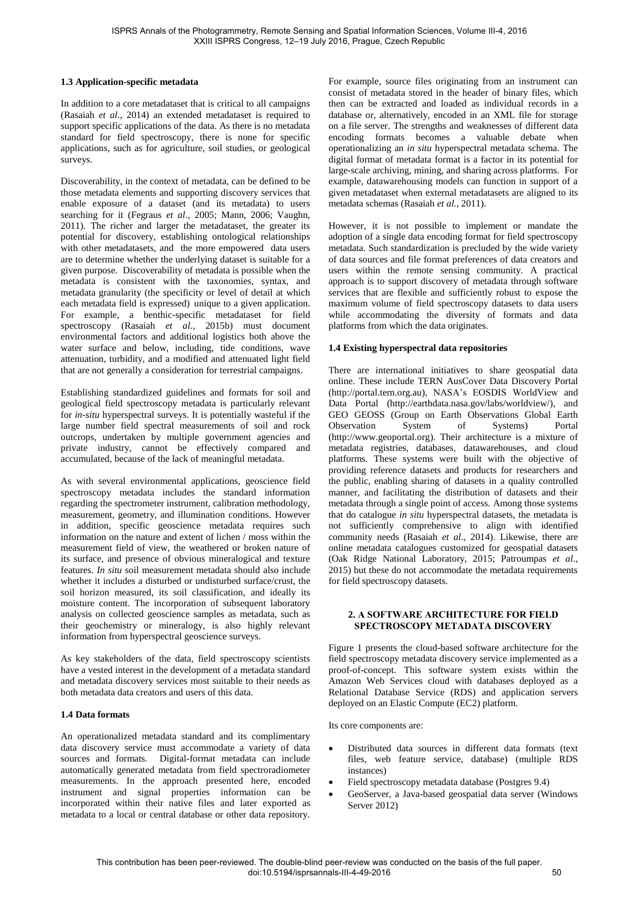### 1.3 Application-specific metadata

In addition to a core metadataset that is critical to all campaigns (Rasaiah *et al*., 2014) an extended metadataset is required to support specific applications of the data. As there is no metadata standard for field spectroscopy, there is none for specific applications, such as for agriculture, soil studies, or geological surveys.

Discoverability, in the context of metadata, can be defined to be those metadata elements and supporting discovery services that enable exposure of a dataset (and its metadata) to users searching for it (Fegraus *et al*., 2005; Mann, 2006; Vaughn, 2011). The richer and larger the metadataset, the greater its potential for discovery, establishing ontological relationships with other metadatasets, and the more empowered data users are to determine whether the underlying dataset is suitable for a given purpose. Discoverability of metadata is possible when the metadata is consistent with the taxonomies, syntax, and metadata granularity (the specificity or level of detail at which each metadata field is expressed) unique to a given application. For example, a benthic-specific metadataset for field spectroscopy (Rasaiah *et al*., 2015b) must document environmental factors and additional logistics both above the water surface and below, including, tide conditions, wave attenuation, turbidity, and a modified and attenuated light field that are not generally a consideration for terrestrial campaigns.

Establishing standardized guidelines and formats for soil and geological field spectroscopy metadata is particularly relevant for *in-situ* hyperspectral surveys. It is potentially wasteful if the large number field spectral measurements of soil and rock outcrops, undertaken by multiple government agencies and private industry, cannot be effectively compared and accumulated, because of the lack of meaningful metadata.

As with several environmental applications, geoscience field spectroscopy metadata includes the standard information regarding the spectrometer instrument, calibration methodology, measurement, geometry, and illumination conditions. However in addition, specific geoscience metadata requires such information on the nature and extent of lichen / moss within the measurement field of view, the weathered or broken nature of its surface, and presence of obvious mineralogical and texture features. *In situ* soil measurement metadata should also include whether it includes a disturbed or undisturbed surface/crust, the soil horizon measured, its soil classification, and ideally its moisture content. The incorporation of subsequent laboratory analysis on collected geoscience samples as metadata, such as their geochemistry or mineralogy, is also highly relevant information from hyperspectral geoscience surveys.

As key stakeholders of the data, field spectroscopy scientists have a vested interest in the development of a metadata standard and metadata discovery services most suitable to their needs as both metadata data creators and users of this data.

### 1.4 Data formats

An operationalized metadata standard and its complimentary data discovery service must accommodate a variety of data sources and formats. Digital-format metadata can include automatically generated metadata from field spectroradiometer measurements. In the approach presented here, encoded instrument and signal properties information can be incorporated within their native files and later exported as metadata to a local or central database or other data repository. For example, source files originating from an instrument can consist of metadata stored in the header of binary files, which then can be extracted and loaded as individual records in a database or, alternatively, encoded in an XML file for storage on a file server. The strengths and weaknesses of different data encoding formats becomes a valuable debate when operationalizing an *in situ* hyperspectral metadata schema. The digital format of metadata format is a factor in its potential for large-scale archiving, mining, and sharing across platforms. For example, datawarehousing models can function in support of a given metadataset when external metadatasets are aligned to its metadata schemas (Rasaiah *et al.*, 2011).

However, it is not possible to implement or mandate the adoption of a single data encoding format for field spectroscopy metadata. Such standardization is precluded by the wide variety of data sources and file format preferences of data creators and users within the remote sensing community. A practical approach is to support discovery of metadata through software services that are flexible and sufficiently robust to expose the maximum volume of field spectroscopy datasets to data users while accommodating the diversity of formats and data platforms from which the data originates.

### 1.4 Existing hyperspectral data repositories

There are international initiatives to share geospatial data online. These include TERN AusCover Data Discovery Portal (http://portal.tern.org.au), NASA's EOSDIS WorldView and Data Portal (http://earthdata.nasa.gov/labs/worldview/), and GEO GEOSS (Group on Earth Observations Global Earth Observation System of Systems) Portal (http://www.geoportal.org). Their architecture is a mixture of metadata registries, databases, datawarehouses, and cloud platforms. These systems were built with the objective of providing reference datasets and products for researchers and the public, enabling sharing of datasets in a quality controlled manner, and facilitating the distribution of datasets and their metadata through a single point of access. Among those systems that do catalogue *in situ* hyperspectral datasets, the metadata is not sufficiently comprehensive to align with identified community needs (Rasaiah *et al*., 2014). Likewise, there are online metadata catalogues customized for geospatial datasets (Oak Ridge National Laboratory, 2015; Patroumpas *et al*., 2015) but these do not accommodate the metadata requirements for field spectroscopy datasets.

## 2. A SOFTWARE ARCHITECTURE FOR FIELD SPECTROSCOPY METADATA DISCOVERY

Figure 1 presents the cloud-based software architecture for the field spectroscopy metadata discovery service implemented as a proof-of-concept. This software system exists within the Amazon Web Services cloud with databases deployed as a Relational Database Service (RDS) and application servers deployed on an Elastic Compute (EC2) platform.

Its core components are:

- Distributed data sources in different data formats (text files, web feature service, database) (multiple RDS instances)
- Field spectroscopy metadata database (Postgres 9.4)
- GeoServer, a Java-based geospatial data server (Windows Server 2012)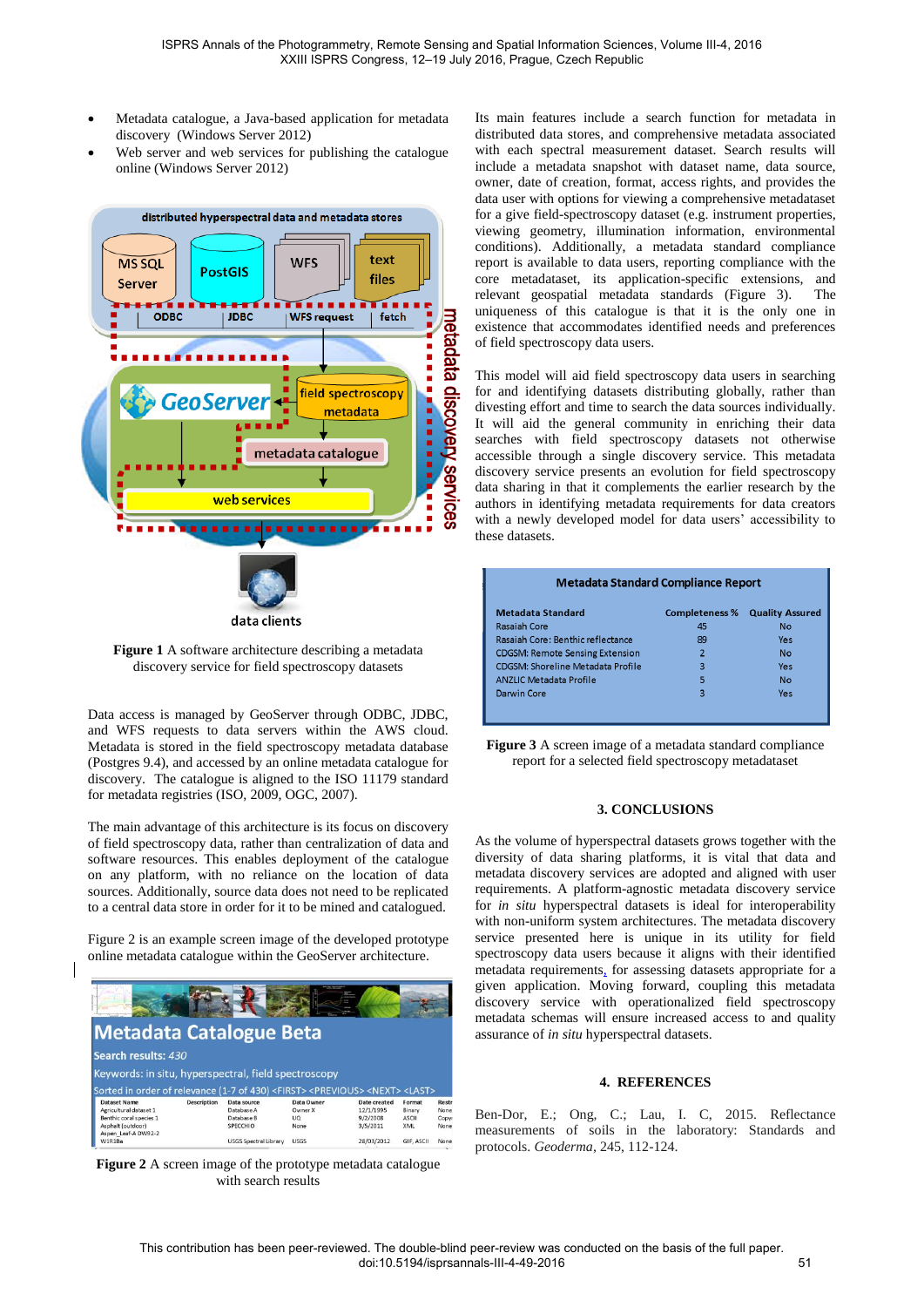- Metadata catalogue, a Java-based application for metadata discovery (Windows Server 2012)
- Web server and web services for publishing the catalogue online (Windows Server 2012)

**Figure 1** A software architecture describing a metadata discovery service for field spectroscopy datasets

Data access is managed by GeoServer through ODBC, JDBC, and WFS requests to data servers within the AWS cloud. Metadata is stored in the field spectroscopy metadata database (Postgres 9.4), and accessed by an online metadata catalogue for discovery. The catalogue is aligned to the ISO 11179 standard for metadata registries (ISO, 2009, OGC, 2007).

The main advantage of this architecture is its focus on discovery of field spectroscopy data, rather than centralization of data and software resources. This enables deployment of the catalogue on any platform, with no reliance on the location of data sources. Additionally, source data does not need to be replicated to a central data store in order for it to be mined and catalogued.

Figure 2 is an example screen image of the developed prototype online metadata catalogue within the GeoServer architecture.

**Figure 2** A screen image of the prototype metadata catalogue with search results

Its main features include a search function for metadata in distributed data stores, and comprehensive metadata associated with each spectral measurement dataset. Search results will include a metadata snapshot with dataset name, data source, owner, date of creation, format, access rights, and provides the data user with options for viewing a comprehensive metadataset for a give field-spectroscopy dataset (e.g. instrument properties, viewing geometry, illumination information, environmental conditions). Additionally, a metadata standard compliance report is available to data users, reporting compliance with the core metadataset, its application-specific extensions, and relevant geospatial metadata standards (Figure 3). The uniqueness of this catalogue is that it is the only one in existence that accommodates identified needs and preferences of field spectroscopy data users.

This model will aid field spectroscopy data users in searching for and identifying datasets distributing globally, rather than divesting effort and time to search the data sources individually. It will aid the general community in enriching their data searches with field spectroscopy datasets not otherwise accessible through a single discovery service. This metadata discovery service presents an evolution for field spectroscopy data sharing in that it complements the earlier research by the authors in identifying metadata requirements for data creators with a newly developed model for data users' accessibility to these datasets.

**Metadata Standard Compliance Report**

| Metadata Standard | Completeness % | Quality Assured |
|---|---|---|
| Rasaiah Core | 45 | No |
| Rasaiah Core: Benthic reflectance | 89 | Yes |
| CDGSM: Remote Sensing Extension | 2 | No |
| CDGSM: Shoreline Metadata Profile | 3 | Yes |
| ANZLIC Metadata Profile | 5 | No |
| Darwin Core | 3 | Yes |

**Figure 3** A screen image of a metadata standard compliance report for a selected field spectroscopy metadataset

## 3. CONCLUSIONS

As the volume of hyperspectral datasets grows together with the diversity of data sharing platforms, it is vital that data and metadata discovery services are adopted and aligned with user requirements. A platform-agnostic metadata discovery service for *in situ* hyperspectral datasets is ideal for interoperability with non-uniform system architectures. The metadata discovery service presented here is unique in its utility for field spectroscopy data users because it aligns with their identified metadata requirements, for assessing datasets appropriate for a given application. Moving forward, coupling this metadata discovery service with operationalized field spectroscopy metadata schemas will ensure increased access to and quality assurance of *in situ* hyperspectral datasets.

## 4. REFERENCES

Ben-Dor, E.; Ong, C.; Lau, I. C, 2015. Reflectance measurements of soils in the laboratory: Standards and protocols. *Geoderma*, 245, 112-124.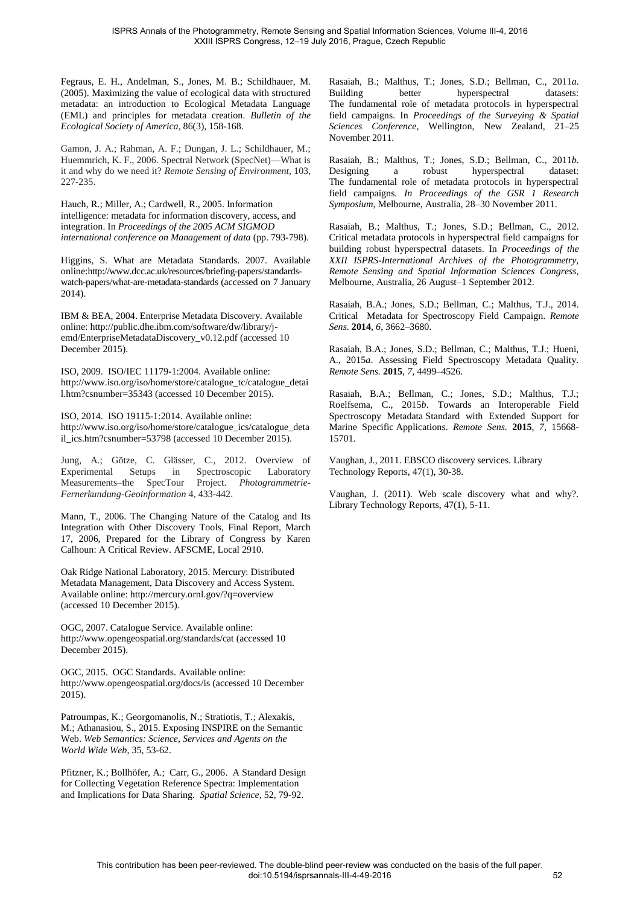Fegraus, E. H., Andelman, S., Jones, M. B.; Schildhauer, M. (2005). Maximizing the value of ecological data with structured metadata: an introduction to Ecological Metadata Language (EML) and principles for metadata creation. *Bulletin of the Ecological Society of America*, 86(3), 158-168.

Gamon, J. A.; Rahman, A. F.; Dungan, J. L.; Schildhauer, M.; Huemmrich, K. F., 2006. Spectral Network (SpecNet)—What is it and why do we need it? *Remote Sensing of Environment*, 103, 227-235.

Hauch, R.; Miller, A.; Cardwell, R., 2005. Information intelligence: metadata for information discovery, access, and integration. In *Proceedings of the 2005 ACM SIGMOD international conference on Management of data* (pp. 793-798).

Higgins, S. What are Metadata Standards. 2007. Available online:http://www.dcc.ac.uk/resources/briefing-papers/standards-watch-papers/what-are-metadata-standards (accessed on 7 January 2014).

IBM & BEA, 2004. Enterprise Metadata Discovery. Available online: http://public.dhe.ibm.com/software/dw/library/j-emd/EnterpriseMetadataDiscovery_v0.12.pdf (accessed 10 December 2015).

ISO, 2009. ISO/IEC 11179-1:2004. Available online: http://www.iso.org/iso/home/store/catalogue_tc/catalogue_detail.htm?csnumber=35343 (accessed 10 December 2015).

ISO, 2014. ISO 19115-1:2014. Available online: http://www.iso.org/iso/home/store/catalogue_ics/catalogue_detail_ics.htm?csnumber=53798 (accessed 10 December 2015).

Jung, A.; Götze, C. Glässer, C., 2012. Overview of Experimental Setups in Spectroscopic Laboratory Measurements–the SpecTour Project. *Photogrammetrie-Fernerkundung-Geoinformation* 4, 433-442.

Mann, T., 2006. The Changing Nature of the Catalog and Its Integration with Other Discovery Tools, Final Report, March 17, 2006, Prepared for the Library of Congress by Karen Calhoun: A Critical Review. AFSCME, Local 2910.

Oak Ridge National Laboratory, 2015. Mercury: Distributed Metadata Management, Data Discovery and Access System. Available online: http://mercury.ornl.gov/?q=overview (accessed 10 December 2015).

OGC, 2007. Catalogue Service. Available online: http://www.opengeospatial.org/standards/cat (accessed 10 December 2015).

OGC, 2015. OGC Standards. Available online: http://www.opengeospatial.org/docs/is (accessed 10 December 2015).

Patroumpas, K.; Georgomanolis, N.; Stratiotis, T.; Alexakis, M.; Athanasiou, S., 2015. Exposing INSPIRE on the Semantic Web. *Web Semantics: Science, Services and Agents on the World Wide Web*, 35, 53-62.

Pfitzner, K.; Bollhöfer, A.; Carr, G., 2006. A Standard Design for Collecting Vegetation Reference Spectra: Implementation and Implications for Data Sharing. *Spatial Science*, 52, 79-92.

Rasaiah, B.; Malthus, T.; Jones, S.D.; Bellman, C., 2011*a*. Building better hyperspectral datasets: The fundamental role of metadata protocols in hyperspectral field campaigns. In *Proceedings of the Surveying & Spatial Sciences Conference*, Wellington, New Zealand, 21–25 November 2011.

Rasaiah, B.; Malthus, T.; Jones, S.D.; Bellman, C., 2011*b*. Designing a robust hyperspectral dataset: The fundamental role of metadata protocols in hyperspectral field campaigns. *In Proceedings of the GSR 1 Research Symposium*, Melbourne, Australia, 28–30 November 2011.

Rasaiah, B.; Malthus, T.; Jones, S.D.; Bellman, C., 2012. Critical metadata protocols in hyperspectral field campaigns for building robust hyperspectral datasets. In *Proceedings of the XXII ISPRS-International Archives of the Photogrammetry, Remote Sensing and Spatial Information Sciences Congress*, Melbourne, Australia, 26 August–1 September 2012.

Rasaiah, B.A.; Jones, S.D.; Bellman, C.; Malthus, T.J., 2014. Critical Metadata for Spectroscopy Field Campaign. *Remote Sens.* **2014**, *6*, 3662–3680.

Rasaiah, B.A.; Jones, S.D.; Bellman, C.; Malthus, T.J.; Hueni, A., 2015*a*. Assessing Field Spectroscopy Metadata Quality. *Remote Sens.* **2015**, *7*, 4499–4526.

Rasaiah, B.A.; Bellman, C.; Jones, S.D.; Malthus, T.J.; Roelfsema, C., 2015*b*. Towards an Interoperable Field Spectroscopy Metadata Standard with Extended Support for Marine Specific Applications. *Remote Sens.* **2015**, *7*, 15668-15701.

Vaughan, J., 2011. EBSCO discovery services. Library Technology Reports, 47(1), 30-38.

Vaughan, J. (2011). Web scale discovery what and why?. Library Technology Reports, 47(1), 5-11.